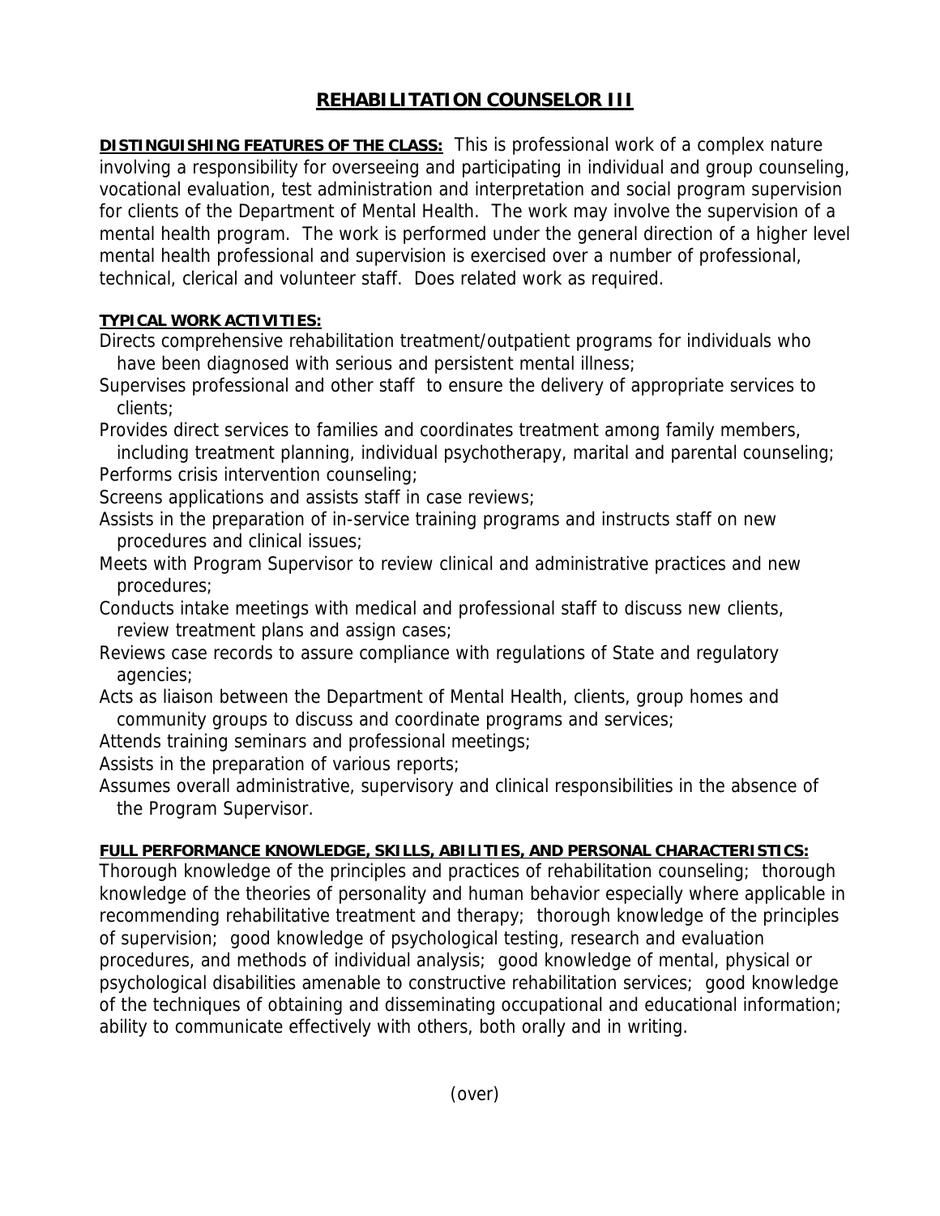# REHABILITATION COUNSELOR III

**DISTINGUISHING FEATURES OF THE CLASS:** This is professional work of a complex nature involving a responsibility for overseeing and participating in individual and group counseling, vocational evaluation, test administration and interpretation and social program supervision for clients of the Department of Mental Health. The work may involve the supervision of a mental health program. The work is performed under the general direction of a higher level mental health professional and supervision is exercised over a number of professional, technical, clerical and volunteer staff. Does related work as required.

**TYPICAL WORK ACTIVITIES:**

Directs comprehensive rehabilitation treatment/outpatient programs for individuals who have been diagnosed with serious and persistent mental illness;

Supervises professional and other staff to ensure the delivery of appropriate services to clients;

Provides direct services to families and coordinates treatment among family members, including treatment planning, individual psychotherapy, marital and parental counseling;

Performs crisis intervention counseling;

Screens applications and assists staff in case reviews;

Assists in the preparation of in-service training programs and instructs staff on new procedures and clinical issues;

Meets with Program Supervisor to review clinical and administrative practices and new procedures;

Conducts intake meetings with medical and professional staff to discuss new clients, review treatment plans and assign cases;

Reviews case records to assure compliance with regulations of State and regulatory agencies;

Acts as liaison between the Department of Mental Health, clients, group homes and community groups to discuss and coordinate programs and services;

Attends training seminars and professional meetings;

Assists in the preparation of various reports;

Assumes overall administrative, supervisory and clinical responsibilities in the absence of the Program Supervisor.

**FULL PERFORMANCE KNOWLEDGE, SKILLS, ABILITIES, AND PERSONAL CHARACTERISTICS:**

Thorough knowledge of the principles and practices of rehabilitation counseling; thorough knowledge of the theories of personality and human behavior especially where applicable in recommending rehabilitative treatment and therapy; thorough knowledge of the principles of supervision; good knowledge of psychological testing, research and evaluation procedures, and methods of individual analysis; good knowledge of mental, physical or psychological disabilities amenable to constructive rehabilitation services; good knowledge of the techniques of obtaining and disseminating occupational and educational information; ability to communicate effectively with others, both orally and in writing.

(over)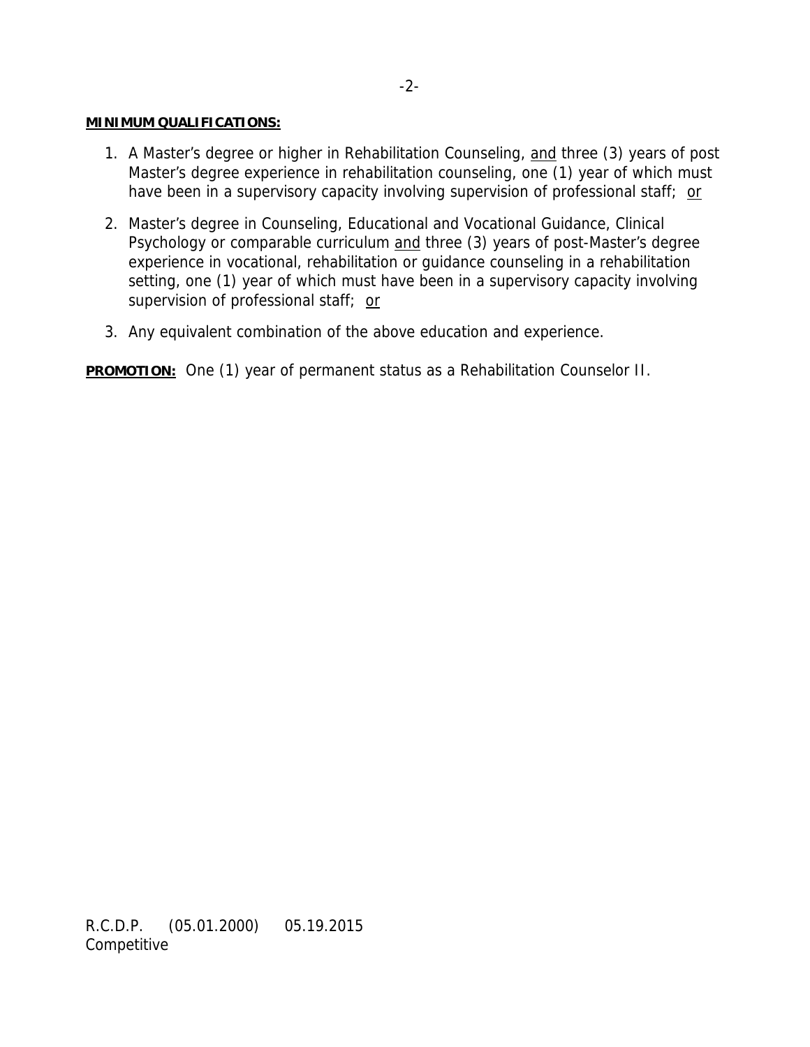**MINIMUM QUALIFICATIONS:**

1. A Master's degree or higher in Rehabilitation Counseling, and three (3) years of post Master's degree experience in rehabilitation counseling, one (1) year of which must have been in a supervisory capacity involving supervision of professional staff; or

2. Master's degree in Counseling, Educational and Vocational Guidance, Clinical Psychology or comparable curriculum and three (3) years of post-Master's degree experience in vocational, rehabilitation or guidance counseling in a rehabilitation setting, one (1) year of which must have been in a supervisory capacity involving supervision of professional staff; or

3. Any equivalent combination of the above education and experience.

**PROMOTION:** One (1) year of permanent status as a Rehabilitation Counselor II.

R.C.D.P. (05.01.2000) 05.19.2015
Competitive